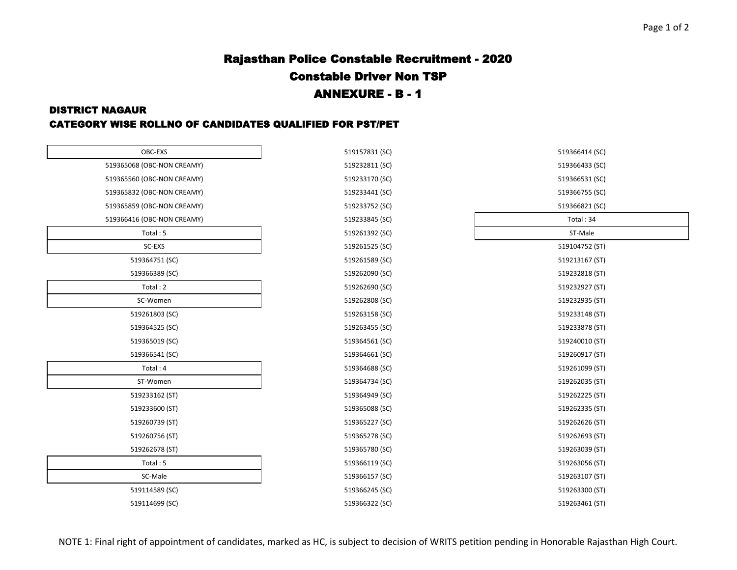# Rajasthan Police Constable Recruitment - 2020

## Constable Driver Non TSP

## ANNEXURE - B - 1

### DISTRICT NAGAUR

### CATEGORY WISE ROLLNO OF CANDIDATES QUALIFIED FOR PST/PET

| OBC-EXS |
|---|
| 519365068 (OBC-NON CREAMY) |
| 519365560 (OBC-NON CREAMY) |
| 519365832 (OBC-NON CREAMY) |
| 519365859 (OBC-NON CREAMY) |
| 519366416 (OBC-NON CREAMY) |
| Total : 5 |

| SC-EXS |
|---|
| 519364751 (SC) |
| 519366389 (SC) |
| Total : 2 |

| SC-Women |
|---|
| 519261803 (SC) |
| 519364525 (SC) |
| 519365019 (SC) |
| 519366541 (SC) |
| Total : 4 |

| ST-Women |
|---|
| 519233162 (ST) |
| 519233600 (ST) |
| 519260739 (ST) |
| 519260756 (ST) |
| 519262678 (ST) |
| Total : 5 |

| SC-Male |
|---|
| 519114589 (SC) |
| 519114699 (SC) |
| 519157831 (SC) |
| 519232811 (SC) |
| 519233170 (SC) |
| 519233441 (SC) |
| 519233752 (SC) |
| 519233845 (SC) |
| 519261392 (SC) |
| 519261525 (SC) |
| 519261589 (SC) |
| 519262090 (SC) |
| 519262690 (SC) |
| 519262808 (SC) |
| 519263158 (SC) |
| 519263455 (SC) |
| 519364561 (SC) |
| 519364661 (SC) |
| 519364688 (SC) |
| 519364734 (SC) |
| 519364949 (SC) |
| 519365088 (SC) |
| 519365227 (SC) |
| 519365278 (SC) |
| 519365780 (SC) |
| 519366119 (SC) |
| 519366157 (SC) |
| 519366245 (SC) |
| 519366322 (SC) |
| 519366414 (SC) |
| 519366433 (SC) |
| 519366531 (SC) |
| 519366755 (SC) |
| 519366821 (SC) |
| Total : 34 |

| ST-Male |
|---|
| 519104752 (ST) |
| 519213167 (ST) |
| 519232818 (ST) |
| 519232927 (ST) |
| 519232935 (ST) |
| 519233148 (ST) |
| 519233878 (ST) |
| 519240010 (ST) |
| 519260917 (ST) |
| 519261099 (ST) |
| 519262035 (ST) |
| 519262225 (ST) |
| 519262335 (ST) |
| 519262626 (ST) |
| 519262693 (ST) |
| 519263039 (ST) |
| 519263056 (ST) |
| 519263107 (ST) |
| 519263300 (ST) |
| 519263461 (ST) |

NOTE 1: Final right of appointment of candidates, marked as HC, is subject to decision of WRITS petition pending in Honorable Rajasthan High Court.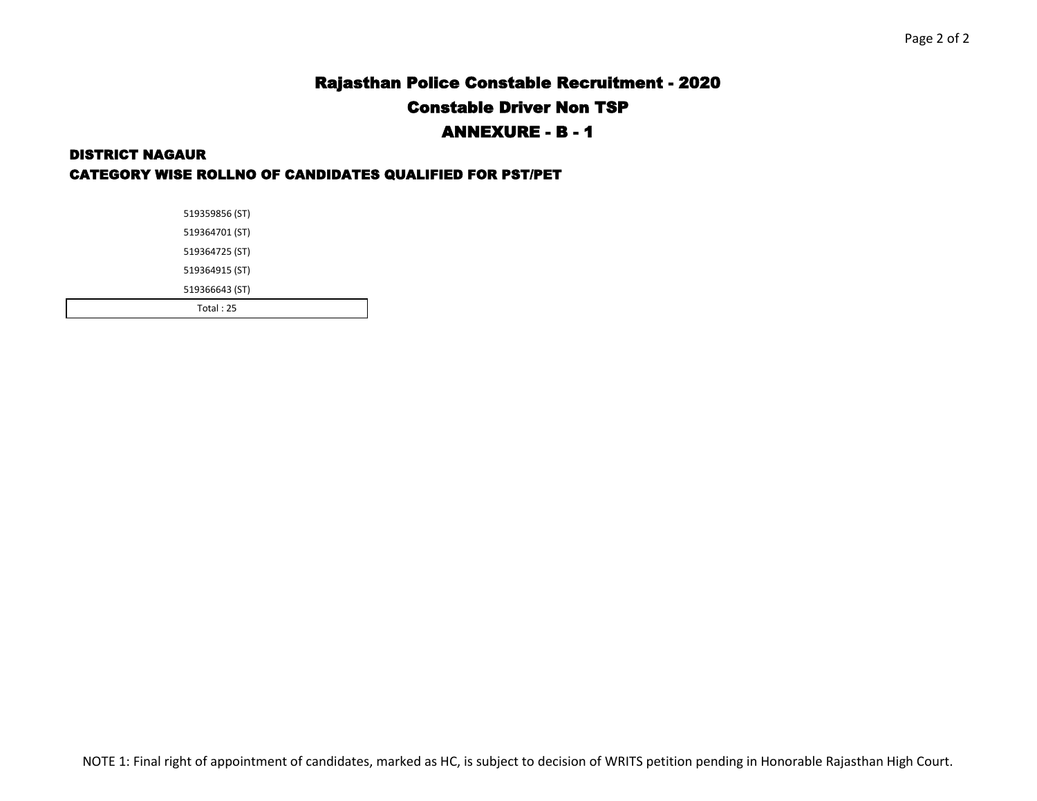# Rajasthan Police Constable Recruitment - 2020

## Constable Driver Non TSP

## ANNEXURE - B - 1

**DISTRICT NAGAUR**

**CATEGORY WISE ROLLNO OF CANDIDATES QUALIFIED FOR PST/PET**

| |
|---|
| 519359856 (ST) |
| 519364701 (ST) |
| 519364725 (ST) |
| 519364915 (ST) |
| 519366643 (ST) |
| Total : 25 |

NOTE 1: Final right of appointment of candidates, marked as HC, is subject to decision of WRITS petition pending in Honorable Rajasthan High Court.